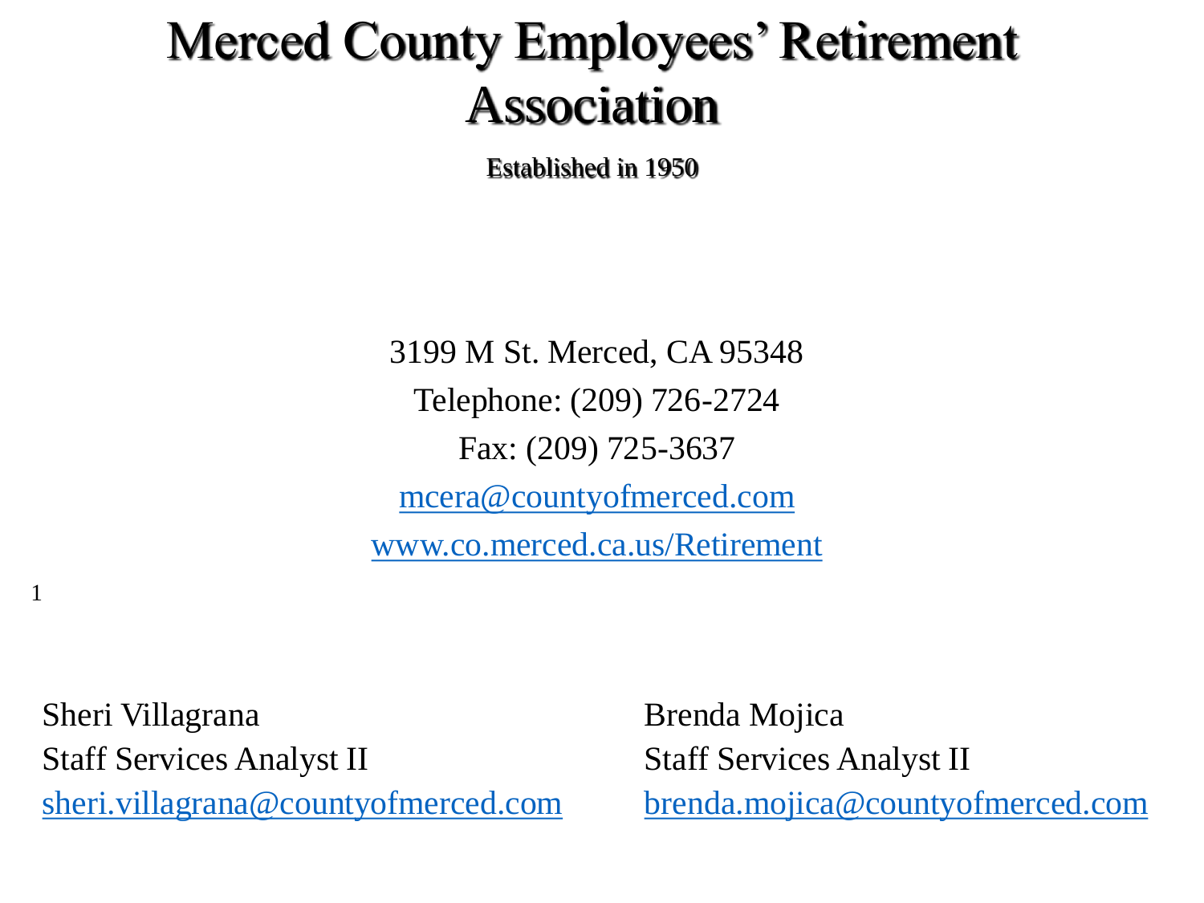# Merced County Employees' Retirement Association

**Established in 1950**

3199 M St. Merced, CA 95348

Telephone: (209) 726-2724

Fax: (209) 725-3637

mcera@countyofmerced.com

www.co.merced.ca.us/Retirement

Sheri Villagrana
Staff Services Analyst II
sheri.villagrana@countyofmerced.com

Brenda Mojica
Staff Services Analyst II
brenda.mojica@countyofmerced.com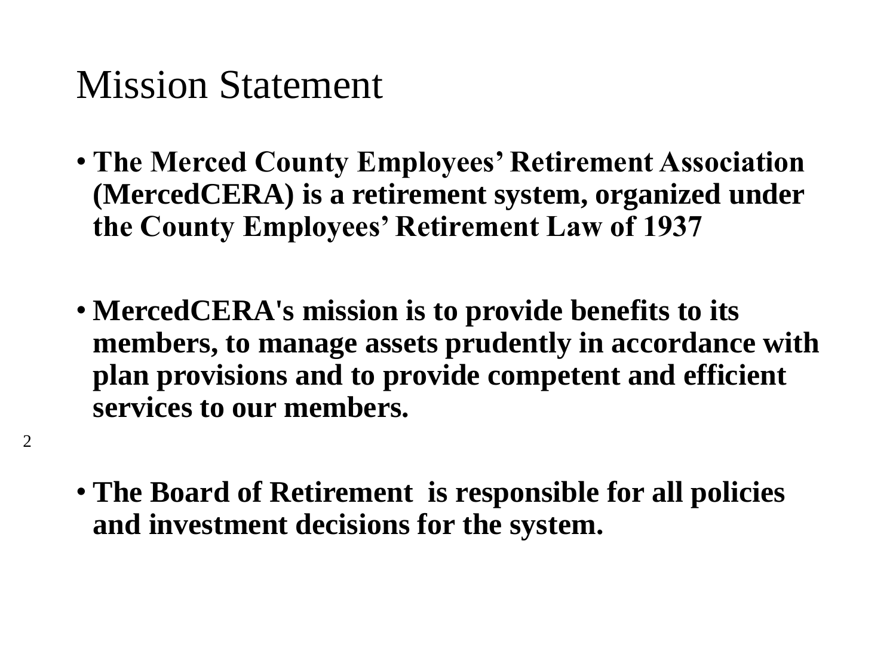# Mission Statement

- **The Merced County Employees' Retirement Association (MercedCERA) is a retirement system, organized under the County Employees' Retirement Law of 1937**

- **MercedCERA's mission is to provide benefits to its members, to manage assets prudently in accordance with plan provisions and to provide competent and efficient services to our members.**

- **The Board of Retirement is responsible for all policies and investment decisions for the system.**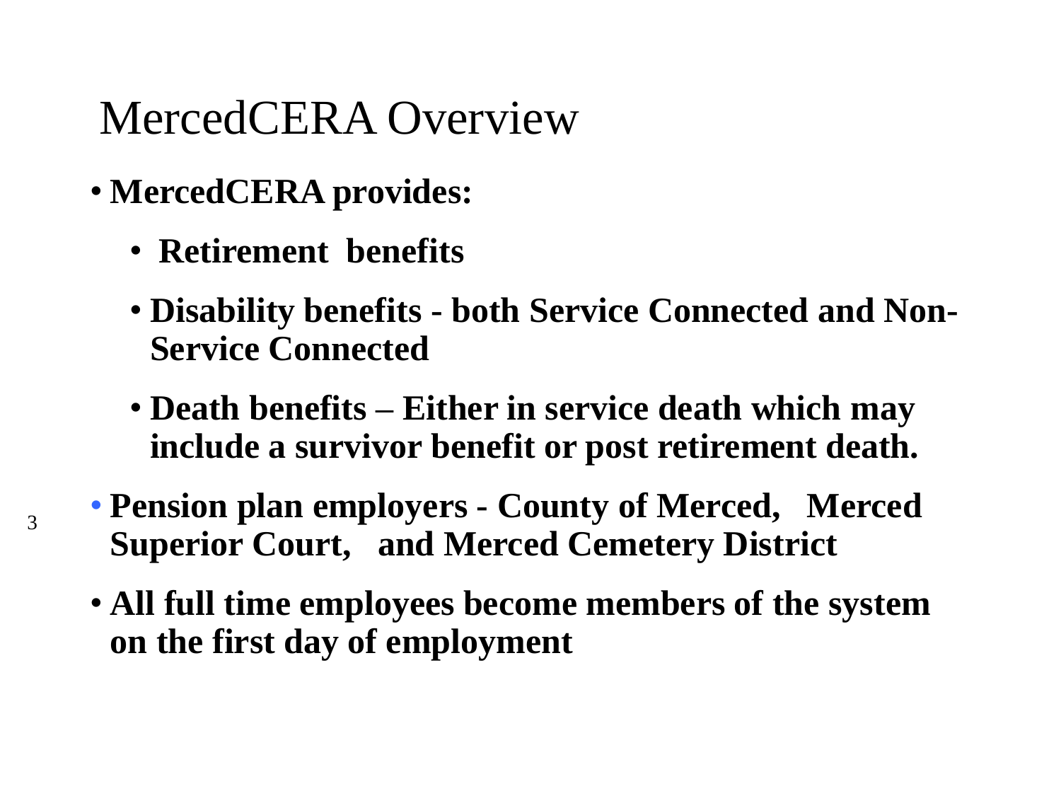# MercedCERA Overview

- **MercedCERA provides:**
  - **Retirement benefits**
  - **Disability benefits - both Service Connected and Non-Service Connected**
  - **Death benefits – Either in service death which may include a survivor benefit or post retirement death.**
- **Pension plan employers - County of Merced, Merced Superior Court, and Merced Cemetery District**
- **All full time employees become members of the system on the first day of employment**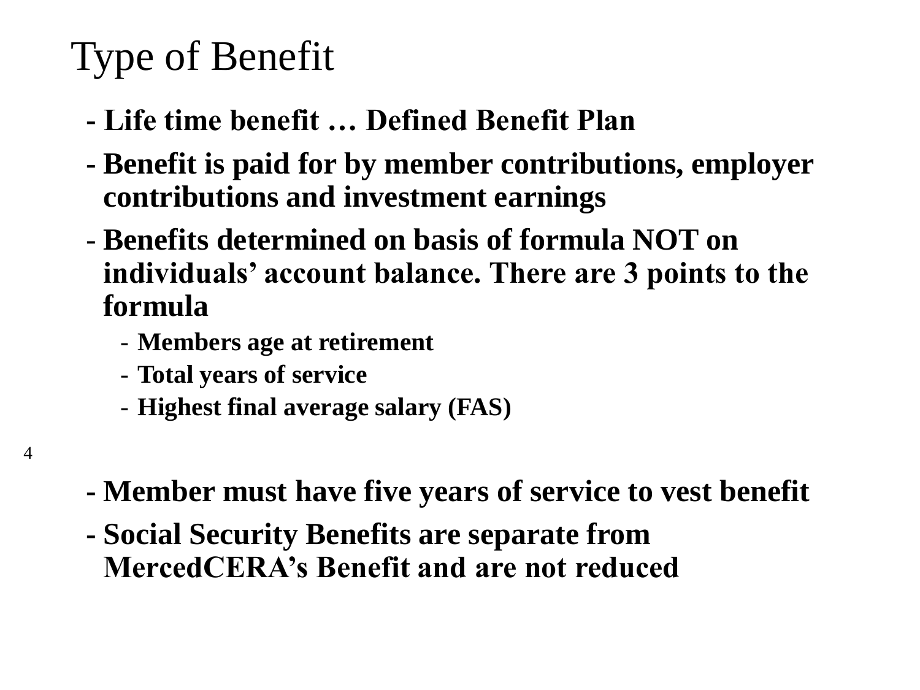# Type of Benefit

- **Life time benefit … Defined Benefit Plan**
- **Benefit is paid for by member contributions, employer contributions and investment earnings**
- **Benefits determined on basis of formula NOT on individuals' account balance. There are 3 points to the formula**
  - **Members age at retirement**
  - **Total years of service**
  - **Highest final average salary (FAS)**
- **Member must have five years of service to vest benefit**
- **Social Security Benefits are separate from MercedCERA's Benefit and are not reduced**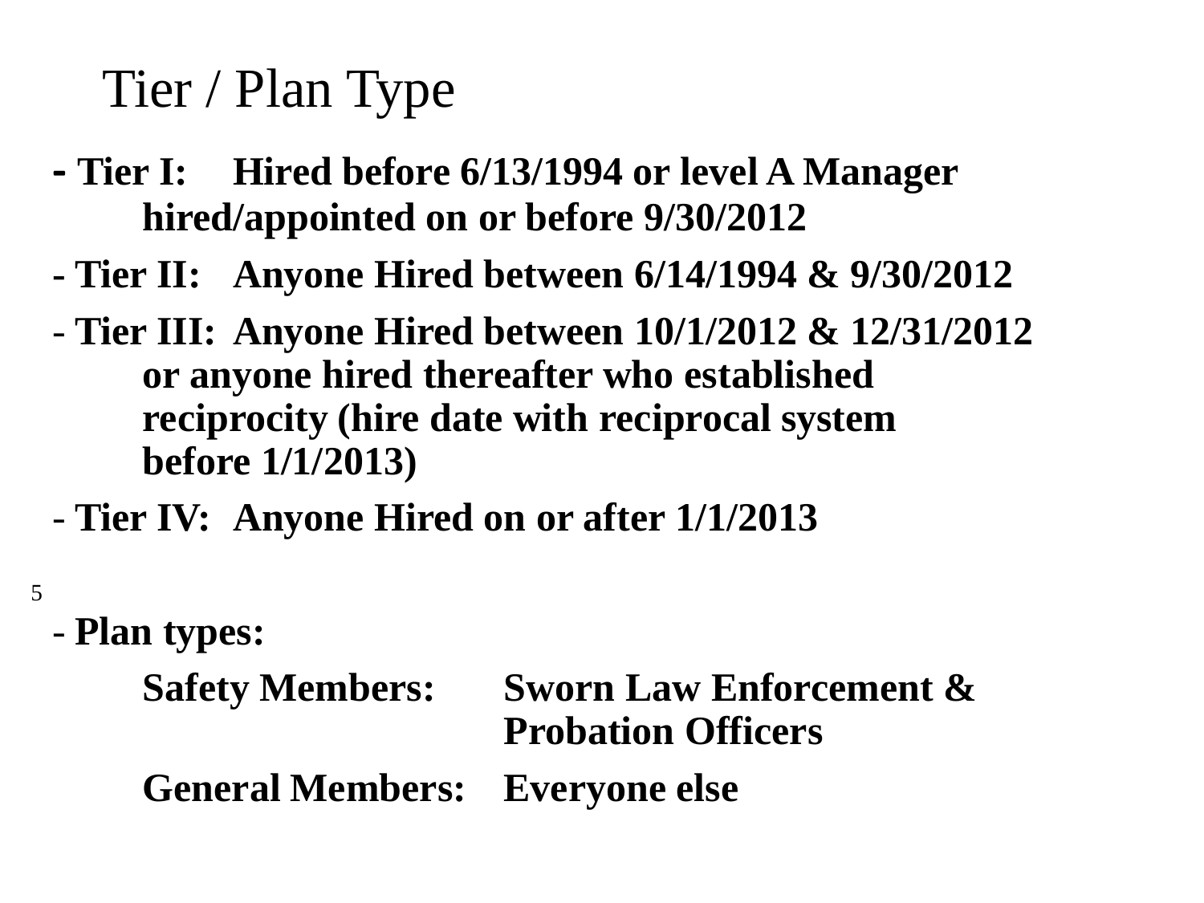# Tier / Plan Type

- **Tier I: Hired before 6/13/1994 or level A Manager hired/appointed on or before 9/30/2012**
- **Tier II: Anyone Hired between 6/14/1994 & 9/30/2012**
- **Tier III: Anyone Hired between 10/1/2012 & 12/31/2012 or anyone hired thereafter who established reciprocity (hire date with reciprocal system before 1/1/2013)**
- **Tier IV: Anyone Hired on or after 1/1/2013**

- **Plan types:**

| | |
|---|---|
| **Safety Members:** | **Sworn Law Enforcement & Probation Officers** |
| **General Members:** | **Everyone else** |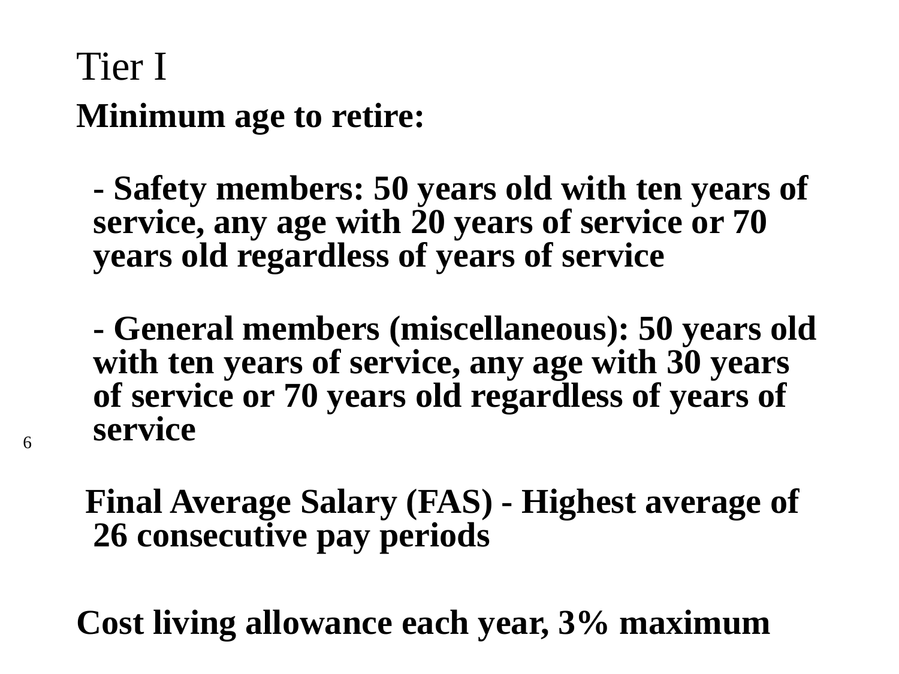# Tier I

**Minimum age to retire:**

- **Safety members: 50 years old with ten years of service, any age with 20 years of service or 70 years old regardless of years of service**

- **General members (miscellaneous): 50 years old with ten years of service, any age with 30 years of service or 70 years old regardless of years of service**

**Final Average Salary (FAS) - Highest average of 26 consecutive pay periods**

**Cost living allowance each year, 3% maximum**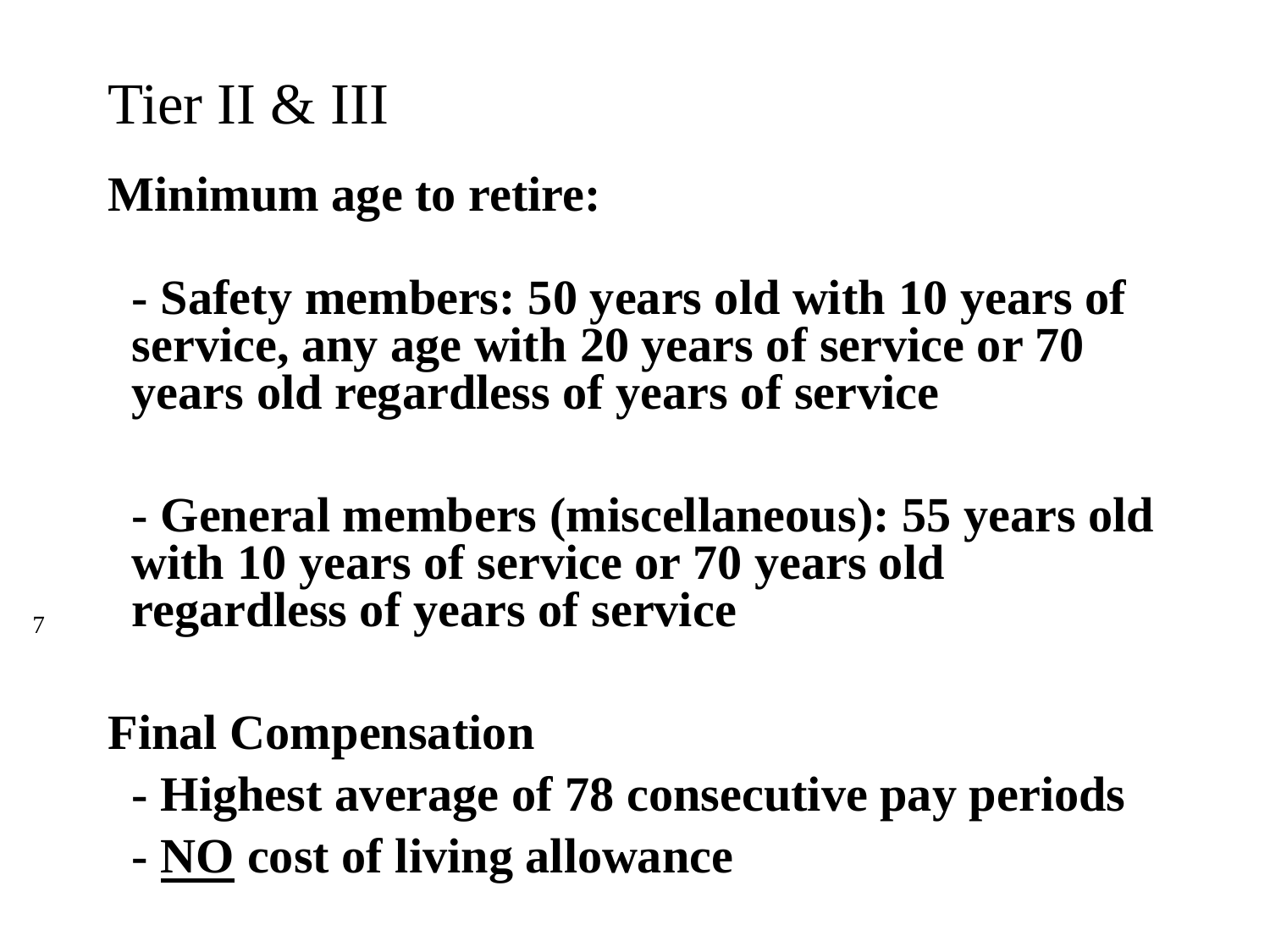# Tier II & III

**Minimum age to retire:**

- **Safety members: 50 years old with 10 years of service, any age with 20 years of service or 70 years old regardless of years of service**

- **General members (miscellaneous): 55 years old with 10 years of service or 70 years old regardless of years of service**

**Final Compensation**

- **Highest average of 78 consecutive pay periods**
- **<u>NO</u> cost of living allowance**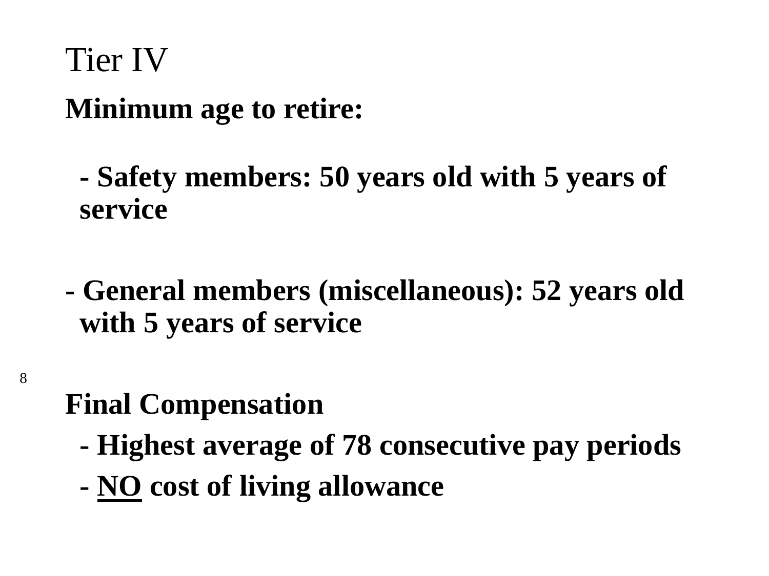# Tier IV

**Minimum age to retire:**

- **Safety members: 50 years old with 5 years of service**

- **General members (miscellaneous): 52 years old with 5 years of service**

**Final Compensation**

- **Highest average of 78 consecutive pay periods**
- **<u>NO</u> cost of living allowance**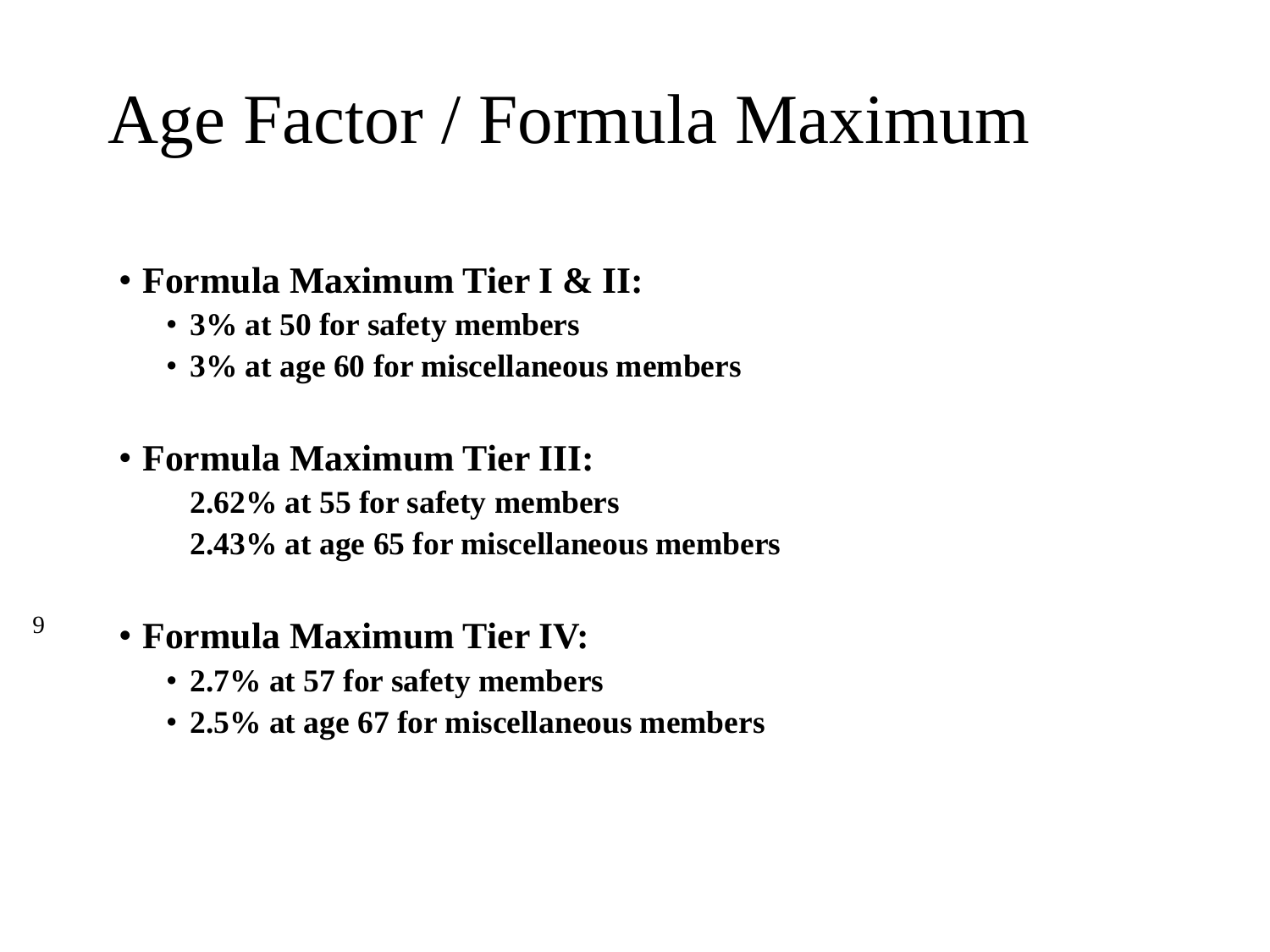# Age Factor / Formula Maximum

- **Formula Maximum Tier I & II:**
  - **3% at 50 for safety members**
  - **3% at age 60 for miscellaneous members**

- **Formula Maximum Tier III:**

  **2.62% at 55 for safety members**

  **2.43% at age 65 for miscellaneous members**

- **Formula Maximum Tier IV:**
  - **2.7% at 57 for safety members**
  - **2.5% at age 67 for miscellaneous members**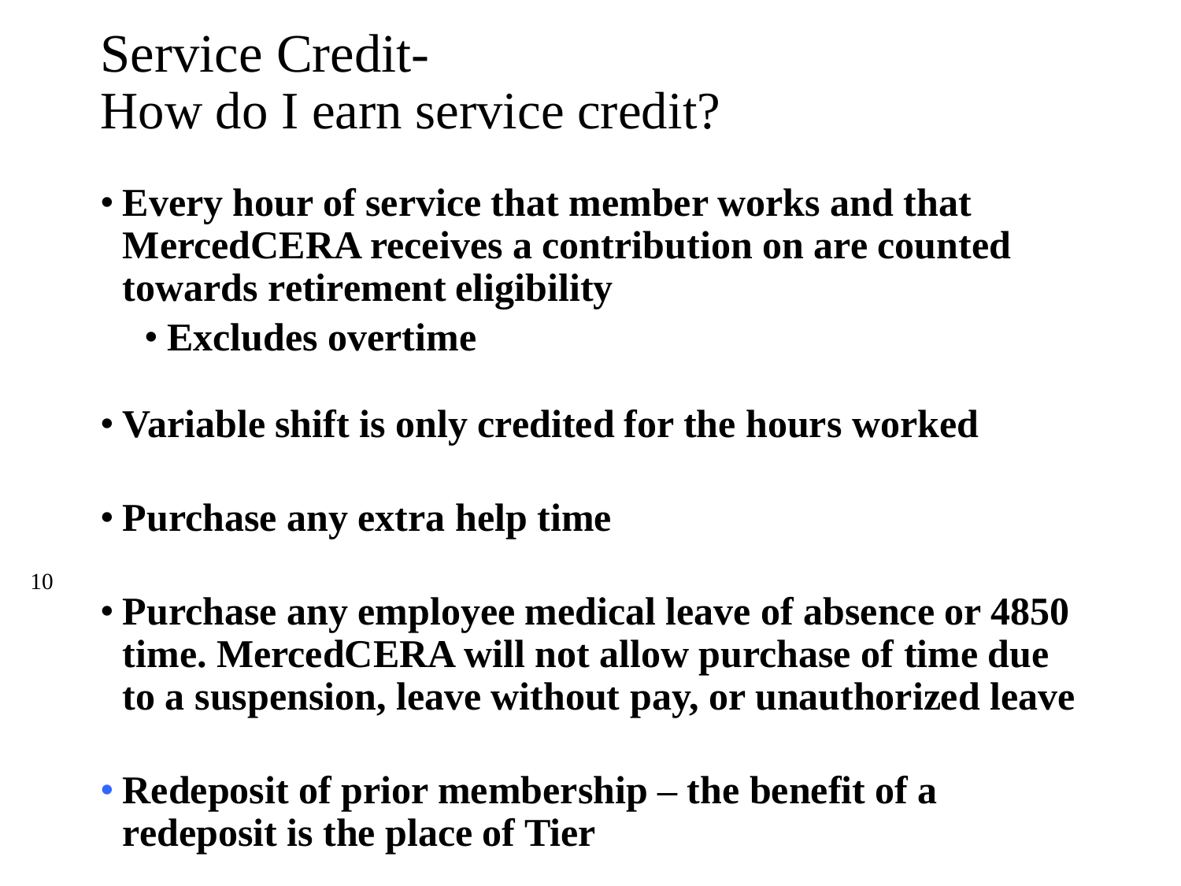# Service Credit-
# How do I earn service credit?

- **Every hour of service that member works and that MercedCERA receives a contribution on are counted towards retirement eligibility**
  - **Excludes overtime**
- **Variable shift is only credited for the hours worked**
- **Purchase any extra help time**
- **Purchase any employee medical leave of absence or 4850 time. MercedCERA will not allow purchase of time due to a suspension, leave without pay, or unauthorized leave**
- **Redeposit of prior membership – the benefit of a redeposit is the place of Tier**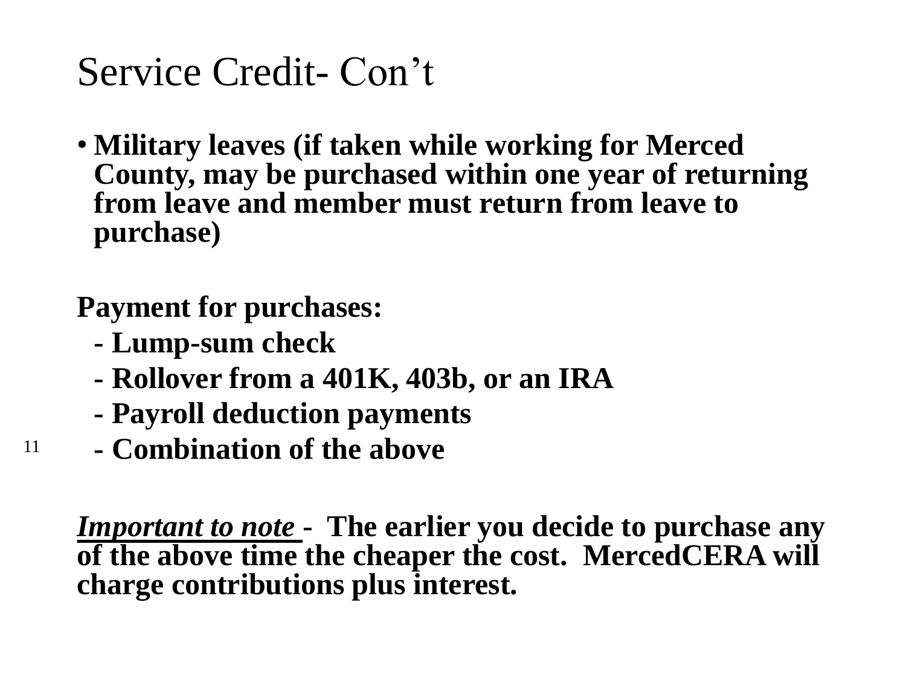# Service Credit- Con't

- **Military leaves (if taken while working for Merced County, may be purchased within one year of returning from leave and member must return from leave to purchase)**

**Payment for purchases:**

**- Lump-sum check**

**- Rollover from a 401K, 403b, or an IRA**

**- Payroll deduction payments**

**- Combination of the above**

***Important to note*** **- The earlier you decide to purchase any of the above time the cheaper the cost. MercedCERA will charge contributions plus interest.**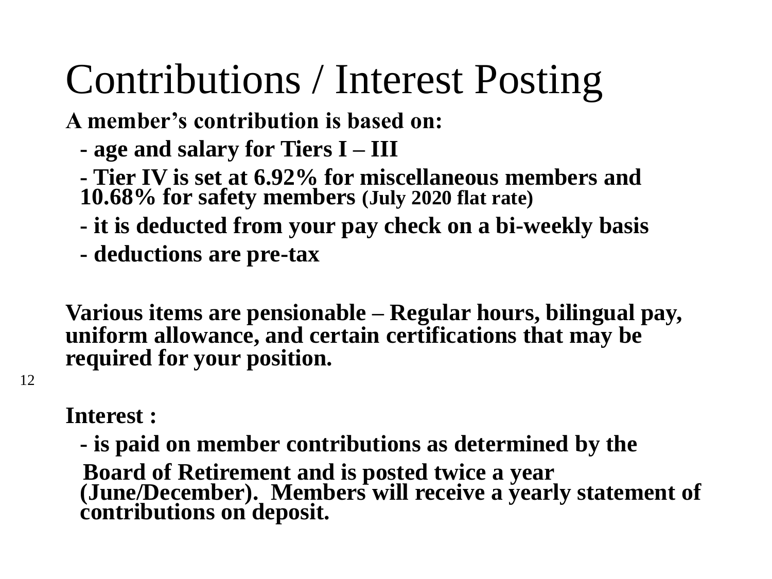# Contributions / Interest Posting

**A member's contribution is based on:**

- **age and salary for Tiers I – III**
- **Tier IV is set at 6.92% for miscellaneous members and 10.68% for safety members** **(July 2020 flat rate)**
- **it is deducted from your pay check on a bi-weekly basis**
- **deductions are pre-tax**

**Various items are pensionable – Regular hours, bilingual pay, uniform allowance, and certain certifications that may be required for your position.**

**Interest :**

- **is paid on member contributions as determined by the Board of Retirement and is posted twice a year (June/December). Members will receive a yearly statement of contributions on deposit.**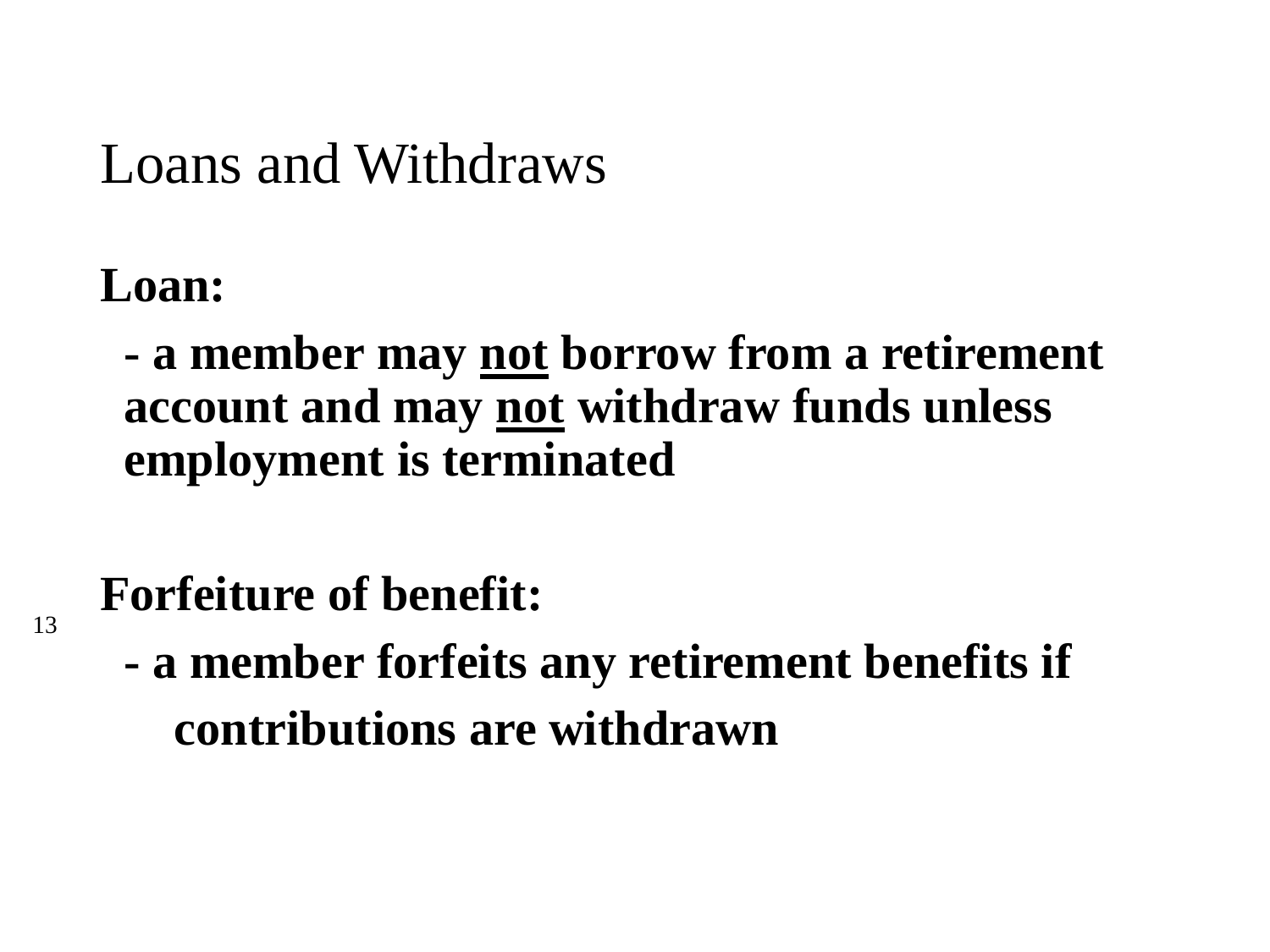# Loans and Withdraws

**Loan:**

**- a member may <u>not</u> borrow from a retirement account and may <u>not</u> withdraw funds unless employment is terminated**

**Forfeiture of benefit:**

**- a member forfeits any retirement benefits if contributions are withdrawn**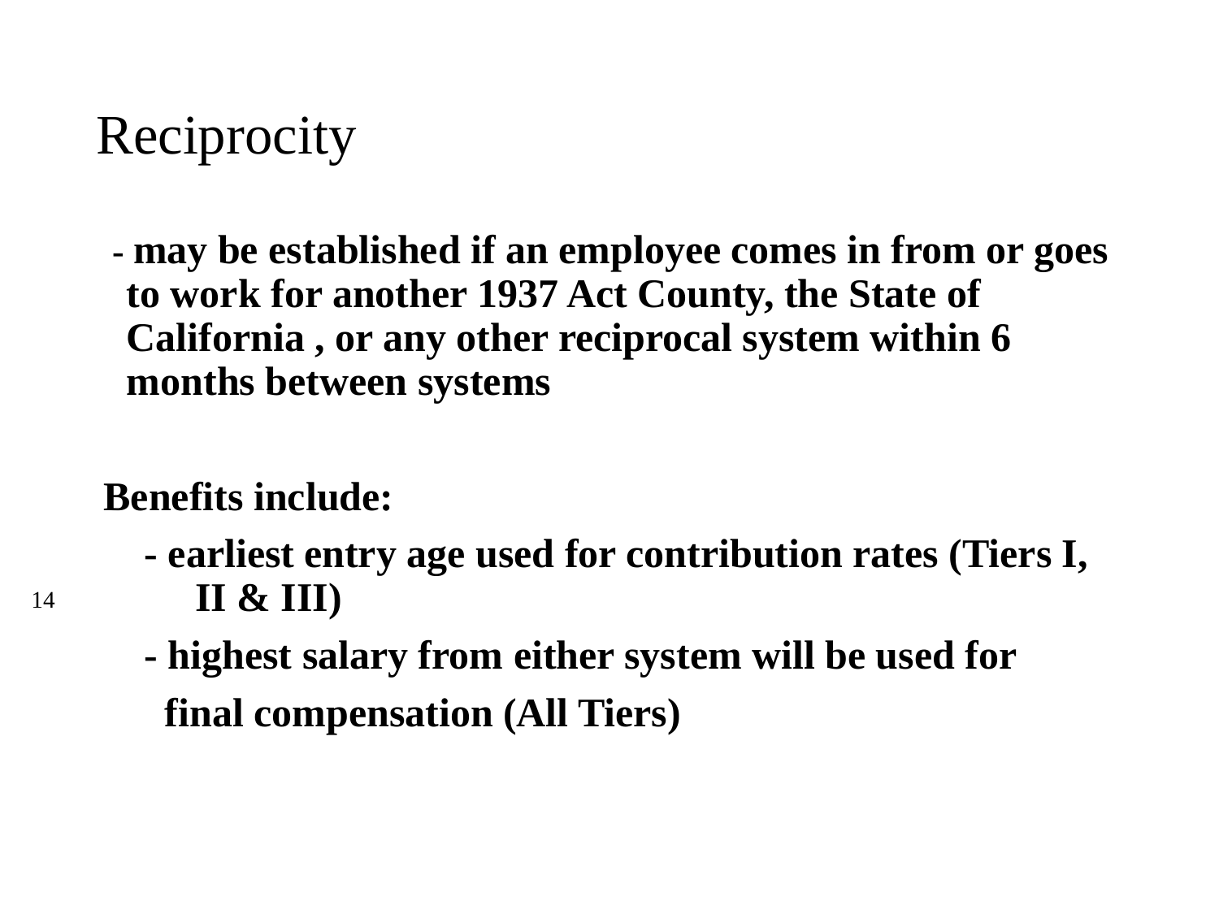# Reciprocity

- **may be established if an employee comes in from or goes to work for another 1937 Act County, the State of California , or any other reciprocal system within 6 months between systems**

**Benefits include:**

- **earliest entry age used for contribution rates (Tiers I, II & III)**
- **highest salary from either system will be used for final compensation (All Tiers)**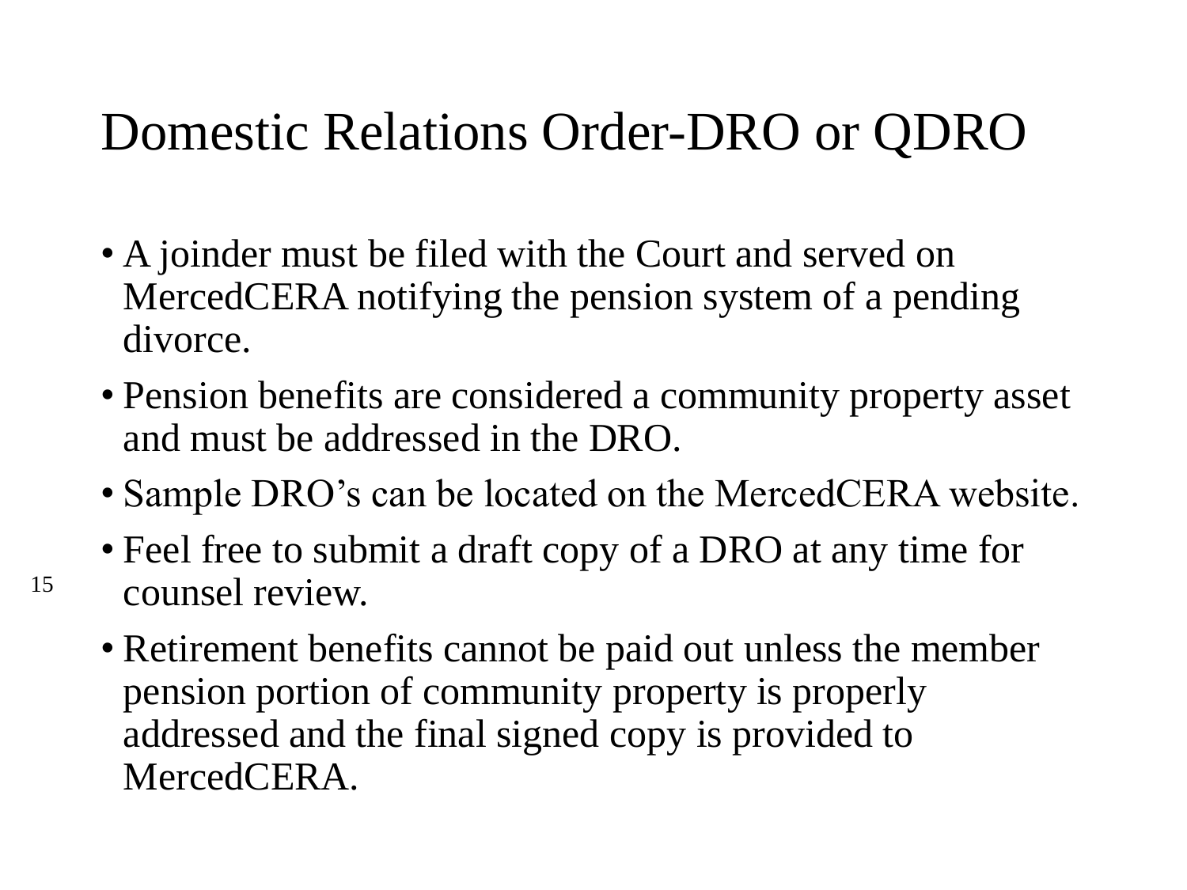# Domestic Relations Order-DRO or QDRO

- A joinder must be filed with the Court and served on MercedCERA notifying the pension system of a pending divorce.
- Pension benefits are considered a community property asset and must be addressed in the DRO.
- Sample DRO's can be located on the MercedCERA website.
- Feel free to submit a draft copy of a DRO at any time for counsel review.
- Retirement benefits cannot be paid out unless the member pension portion of community property is properly addressed and the final signed copy is provided to MercedCERA.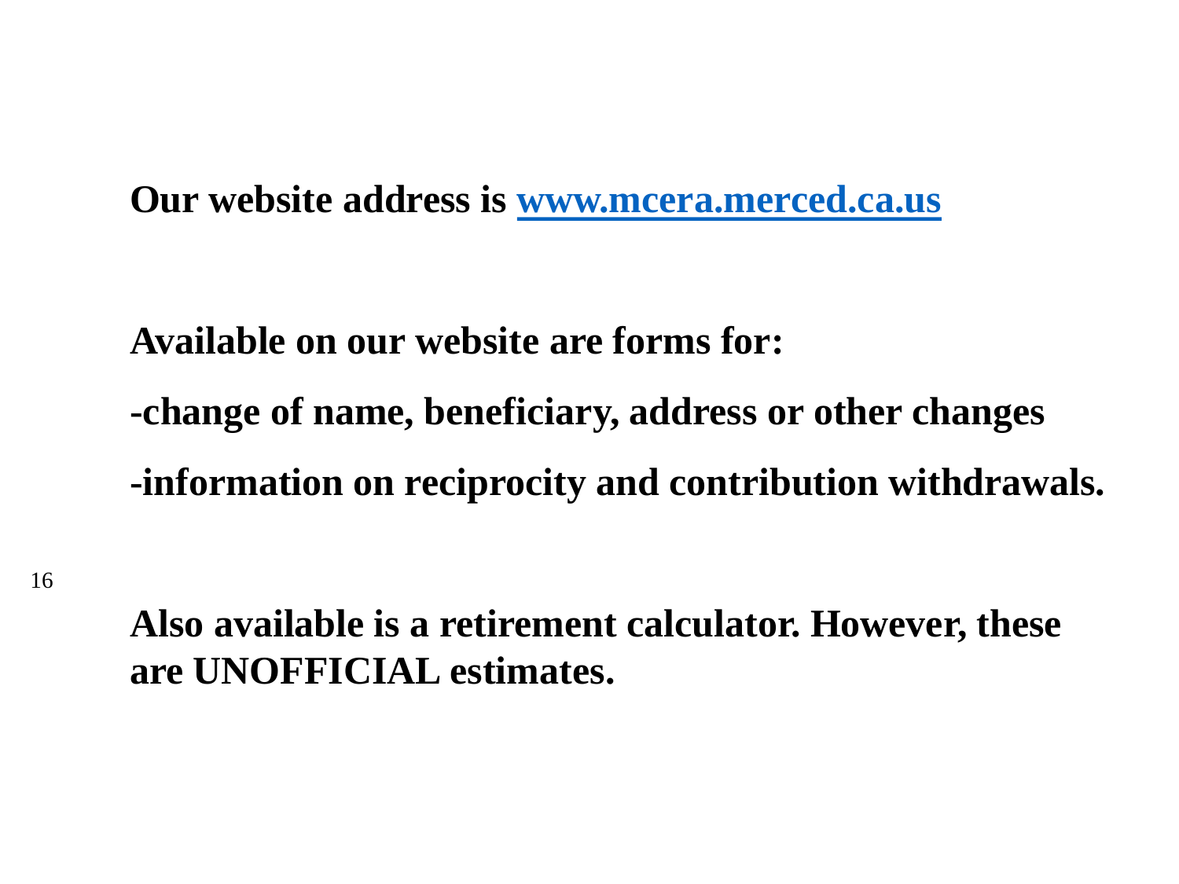**Our website address is [www.mcera.merced.ca.us](http://www.mcera.merced.ca.us)**

**Available on our website are forms for:**

**-change of name, beneficiary, address or other changes**

**-information on reciprocity and contribution withdrawals.**

**Also available is a retirement calculator. However, these are UNOFFICIAL estimates.**